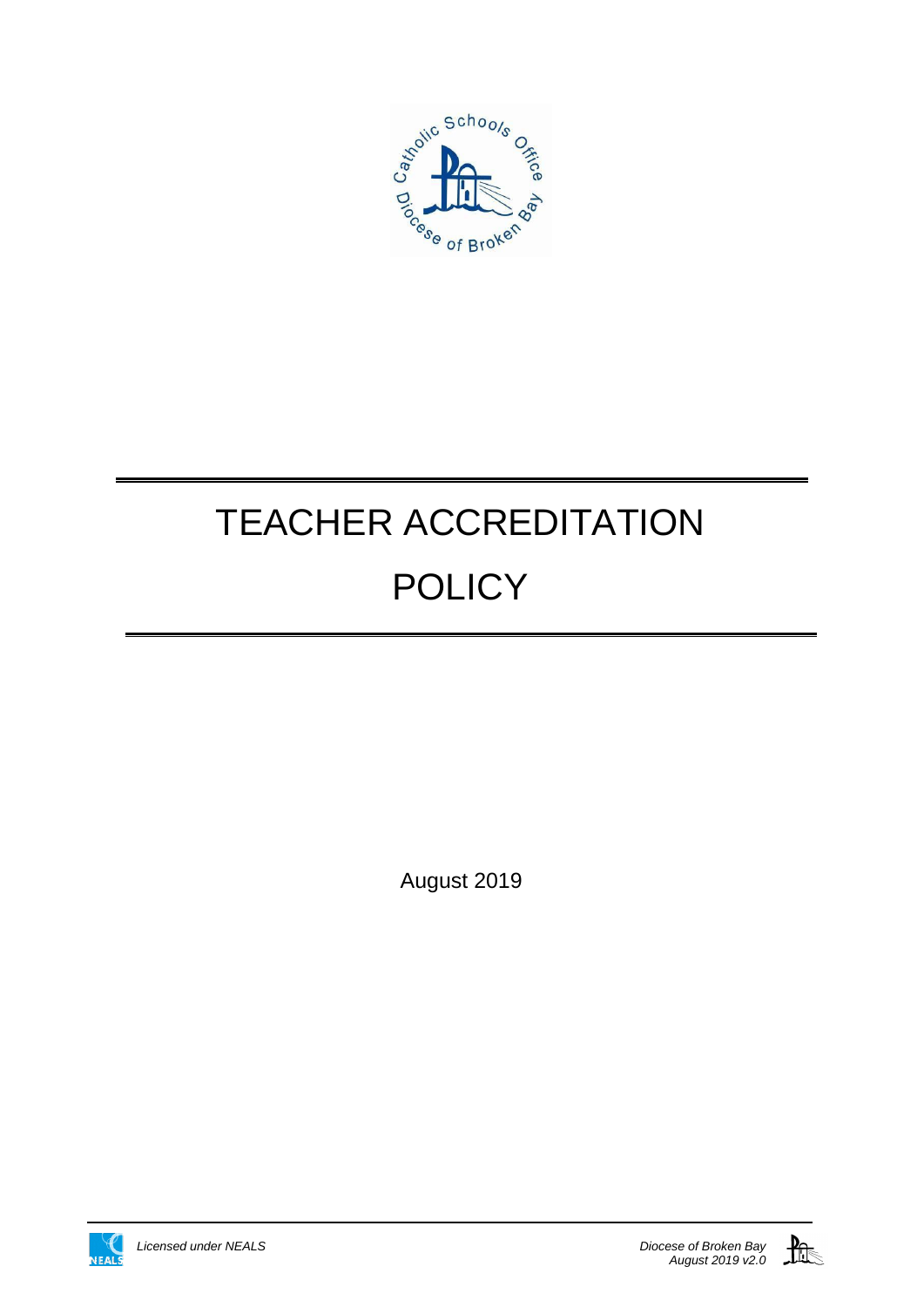# TEACHER ACCREDITATION POLICY

August 2019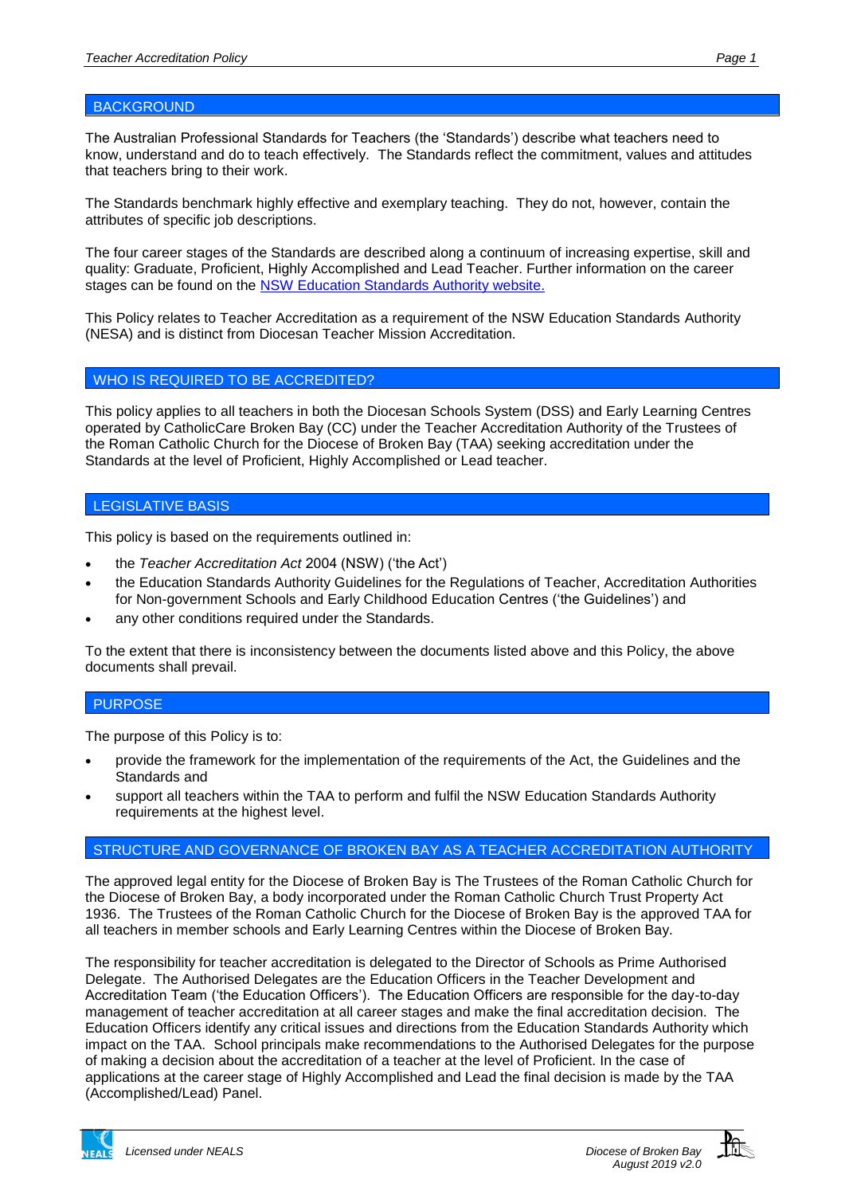## BACKGROUND

The Australian Professional Standards for Teachers (the 'Standards') describe what teachers need to know, understand and do to teach effectively. The Standards reflect the commitment, values and attitudes that teachers bring to their work.

The Standards benchmark highly effective and exemplary teaching. They do not, however, contain the attributes of specific job descriptions.

The four career stages of the Standards are described along a continuum of increasing expertise, skill and quality: Graduate, Proficient, Highly Accomplished and Lead Teacher. Further information on the career stages can be found on the [NSW Education Standards Authority website.](#)

This Policy relates to Teacher Accreditation as a requirement of the NSW Education Standards Authority (NESA) and is distinct from Diocesan Teacher Mission Accreditation.

## WHO IS REQUIRED TO BE ACCREDITED?

This policy applies to all teachers in both the Diocesan Schools System (DSS) and Early Learning Centres operated by CatholicCare Broken Bay (CC) under the Teacher Accreditation Authority of the Trustees of the Roman Catholic Church for the Diocese of Broken Bay (TAA) seeking accreditation under the Standards at the level of Proficient, Highly Accomplished or Lead teacher.

## LEGISLATIVE BASIS

This policy is based on the requirements outlined in:

- the *Teacher Accreditation Act* 2004 (NSW) ('the Act')
- the Education Standards Authority Guidelines for the Regulations of Teacher, Accreditation Authorities for Non-government Schools and Early Childhood Education Centres ('the Guidelines') and
- any other conditions required under the Standards.

To the extent that there is inconsistency between the documents listed above and this Policy, the above documents shall prevail.

## PURPOSE

The purpose of this Policy is to:

- provide the framework for the implementation of the requirements of the Act, the Guidelines and the Standards and
- support all teachers within the TAA to perform and fulfil the NSW Education Standards Authority requirements at the highest level.

## STRUCTURE AND GOVERNANCE OF BROKEN BAY AS A TEACHER ACCREDITATION AUTHORITY

The approved legal entity for the Diocese of Broken Bay is The Trustees of the Roman Catholic Church for the Diocese of Broken Bay, a body incorporated under the Roman Catholic Church Trust Property Act 1936. The Trustees of the Roman Catholic Church for the Diocese of Broken Bay is the approved TAA for all teachers in member schools and Early Learning Centres within the Diocese of Broken Bay.

The responsibility for teacher accreditation is delegated to the Director of Schools as Prime Authorised Delegate. The Authorised Delegates are the Education Officers in the Teacher Development and Accreditation Team ('the Education Officers'). The Education Officers are responsible for the day-to-day management of teacher accreditation at all career stages and make the final accreditation decision. The Education Officers identify any critical issues and directions from the Education Standards Authority which impact on the TAA. School principals make recommendations to the Authorised Delegates for the purpose of making a decision about the accreditation of a teacher at the level of Proficient. In the case of applications at the career stage of Highly Accomplished and Lead the final decision is made by the TAA (Accomplished/Lead) Panel.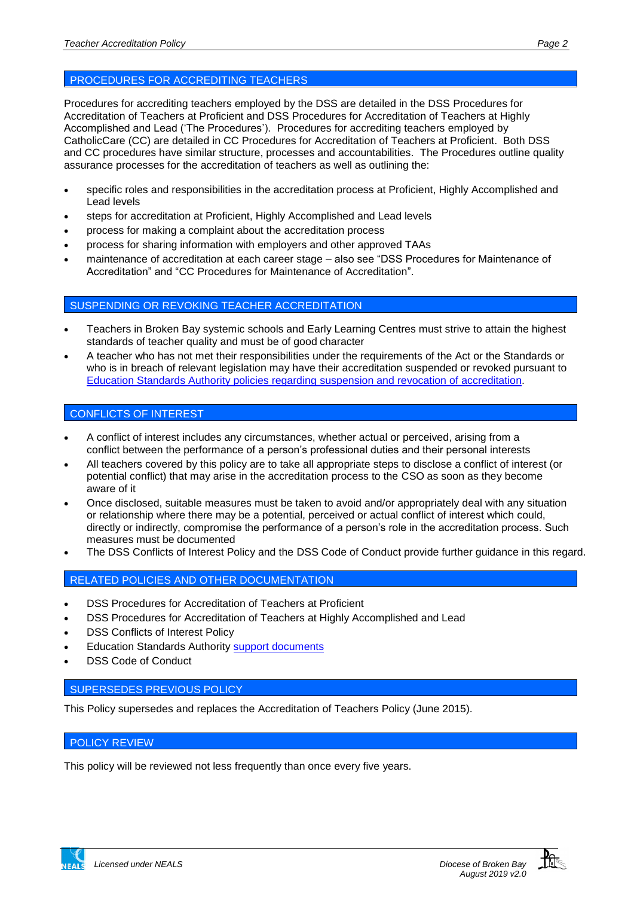## PROCEDURES FOR ACCREDITING TEACHERS

Procedures for accrediting teachers employed by the DSS are detailed in the DSS Procedures for Accreditation of Teachers at Proficient and DSS Procedures for Accreditation of Teachers at Highly Accomplished and Lead ('The Procedures'). Procedures for accrediting teachers employed by CatholicCare (CC) are detailed in CC Procedures for Accreditation of Teachers at Proficient. Both DSS and CC procedures have similar structure, processes and accountabilities. The Procedures outline quality assurance processes for the accreditation of teachers as well as outlining the:

- specific roles and responsibilities in the accreditation process at Proficient, Highly Accomplished and Lead levels
- steps for accreditation at Proficient, Highly Accomplished and Lead levels
- process for making a complaint about the accreditation process
- process for sharing information with employers and other approved TAAs
- maintenance of accreditation at each career stage – also see "DSS Procedures for Maintenance of Accreditation" and "CC Procedures for Maintenance of Accreditation".

## SUSPENDING OR REVOKING TEACHER ACCREDITATION

- Teachers in Broken Bay systemic schools and Early Learning Centres must strive to attain the highest standards of teacher quality and must be of good character
- A teacher who has not met their responsibilities under the requirements of the Act or the Standards or who is in breach of relevant legislation may have their accreditation suspended or revoked pursuant to Education Standards Authority policies regarding suspension and revocation of accreditation.

## CONFLICTS OF INTEREST

- A conflict of interest includes any circumstances, whether actual or perceived, arising from a conflict between the performance of a person's professional duties and their personal interests
- All teachers covered by this policy are to take all appropriate steps to disclose a conflict of interest (or potential conflict) that may arise in the accreditation process to the CSO as soon as they become aware of it
- Once disclosed, suitable measures must be taken to avoid and/or appropriately deal with any situation or relationship where there may be a potential, perceived or actual conflict of interest which could, directly or indirectly, compromise the performance of a person's role in the accreditation process. Such measures must be documented
- The DSS Conflicts of Interest Policy and the DSS Code of Conduct provide further guidance in this regard.

## RELATED POLICIES AND OTHER DOCUMENTATION

- DSS Procedures for Accreditation of Teachers at Proficient
- DSS Procedures for Accreditation of Teachers at Highly Accomplished and Lead
- DSS Conflicts of Interest Policy
- Education Standards Authority support documents
- DSS Code of Conduct

## SUPERSEDES PREVIOUS POLICY

This Policy supersedes and replaces the Accreditation of Teachers Policy (June 2015).

## POLICY REVIEW

This policy will be reviewed not less frequently than once every five years.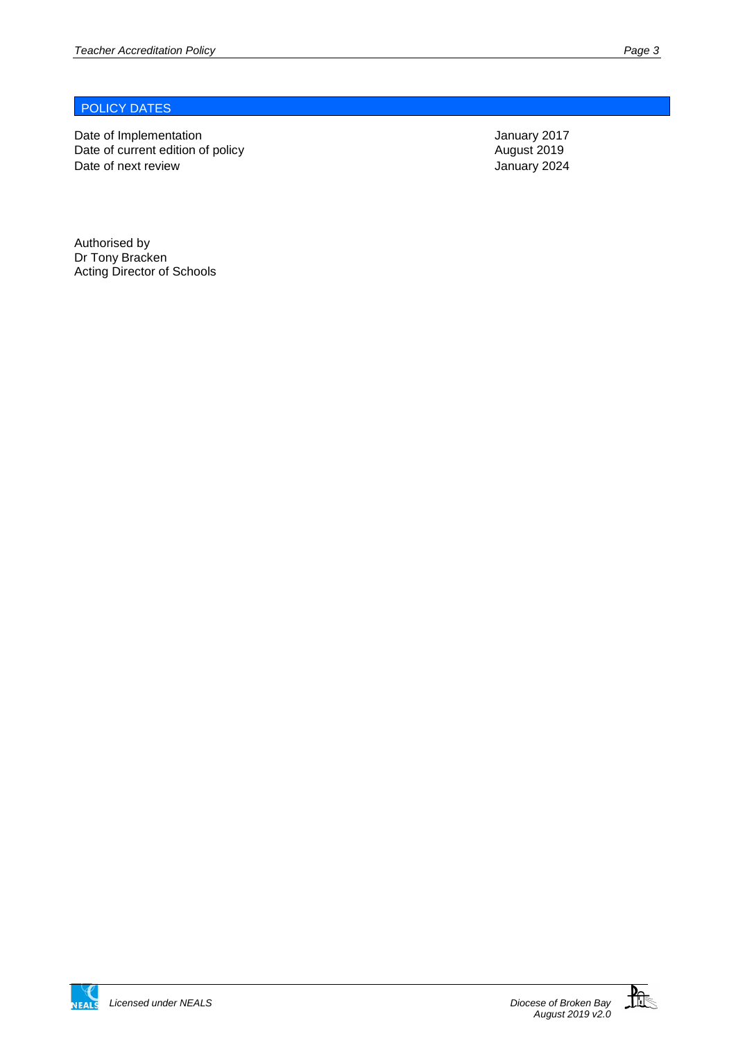## POLICY DATES

| | |
|---|---|
| Date of Implementation | January 2017 |
| Date of current edition of policy | August 2019 |
| Date of next review | January 2024 |

Authorised by
Dr Tony Bracken
Acting Director of Schools